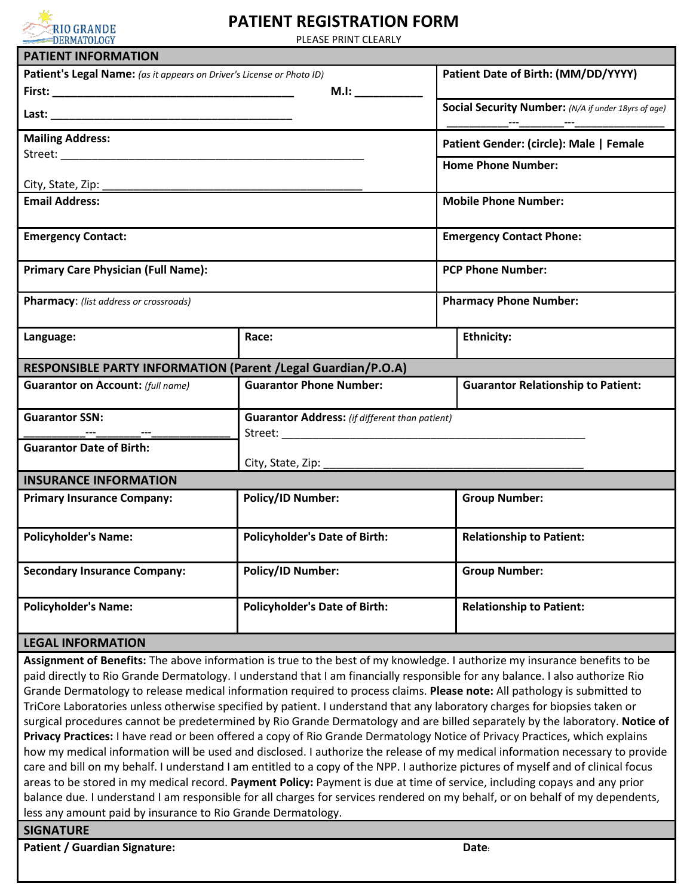RIO GRANDE DERMATOLOGY

# PATIENT REGISTRATION FORM

PLEASE PRINT CLEARLY

## PATIENT INFORMATION

| | |
|---|---|
| **Patient's Legal Name:** *(as it appears on Driver's License or Photo ID)*<br>**First:** ________________________ **M.I:** ________<br>**Last:** ________________________ | **Patient Date of Birth: (MM/DD/YYYY)**<br><br>**Social Security Number:** *(N/A if under 18yrs of age)*<br>_________---_______---_____________ |
| **Mailing Address:**<br>Street: ________________________<br>City, State, Zip: ________________________ | **Patient Gender: (circle): Male \| Female**<br><br>**Home Phone Number:** |
| **Email Address:** | **Mobile Phone Number:** |
| **Emergency Contact:** | **Emergency Contact Phone:** |
| **Primary Care Physician (Full Name):** | **PCP Phone Number:** |
| **Pharmacy**: *(list address or crossroads)* | **Pharmacy Phone Number:** |

| **Language:** | **Race:** | **Ethnicity:** |
|---|---|---|

## RESPONSIBLE PARTY INFORMATION (Parent /Legal Guardian/P.O.A)

| | | |
|---|---|---|
| **Guarantor on Account:** *(full name)* | **Guarantor Phone Number:** | **Guarantor Relationship to Patient:** |
| **Guarantor SSN:**<br>_________---_______---_____________<br>**Guarantor Date of Birth:** | **Guarantor Address:** *(if different than patient)*<br>Street: ________________________<br>City, State, Zip: ________________________ | |

## INSURANCE INFORMATION

| | | |
|---|---|---|
| **Primary Insurance Company:** | **Policy/ID Number:** | **Group Number:** |
| **Policyholder's Name:** | **Policyholder's Date of Birth:** | **Relationship to Patient:** |
| **Secondary Insurance Company:** | **Policy/ID Number:** | **Group Number:** |
| **Policyholder's Name:** | **Policyholder's Date of Birth:** | **Relationship to Patient:** |

## LEGAL INFORMATION

**Assignment of Benefits:** The above information is true to the best of my knowledge. I authorize my insurance benefits to be paid directly to Rio Grande Dermatology. I understand that I am financially responsible for any balance. I also authorize Rio Grande Dermatology to release medical information required to process claims. **Please note:** All pathology is submitted to TriCore Laboratories unless otherwise specified by patient. I understand that any laboratory charges for biopsies taken or surgical procedures cannot be predetermined by Rio Grande Dermatology and are billed separately by the laboratory. **Notice of Privacy Practices:** I have read or been offered a copy of Rio Grande Dermatology Notice of Privacy Practices, which explains how my medical information will be used and disclosed. I authorize the release of my medical information necessary to provide care and bill on my behalf. I understand I am entitled to a copy of the NPP. I authorize pictures of myself and of clinical focus areas to be stored in my medical record. **Payment Policy:** Payment is due at time of service, including copays and any prior balance due. I understand I am responsible for all charges for services rendered on my behalf, or on behalf of my dependents, less any amount paid by insurance to Rio Grande Dermatology.

## SIGNATURE

| **Patient / Guardian Signature:** | **Date**: |
|---|---|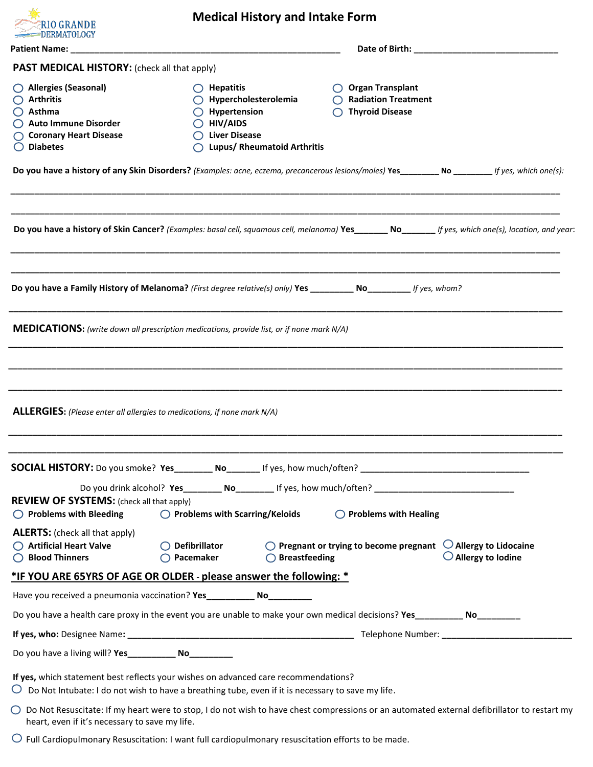RIO GRANDE DERMATOLOGY

# Medical History and Intake Form

**Patient Name:** ______________________________________________________ **Date of Birth:** ______________________________

## PAST MEDICAL HISTORY: (check all that apply)

- ◯ **Allergies (Seasonal)**
- ◯ **Arthritis**
- ◯ **Asthma**
- ◯ **Auto Immune Disorder**
- ◯ **Coronary Heart Disease**
- ◯ **Diabetes**
- ◯ **Hepatitis**
- ◯ **Hypercholesterolemia**
- ◯ **Hypertension**
- ◯ **HIV/AIDS**
- ◯ **Liver Disease**
- ◯ **Lupus/ Rheumatoid Arthritis**
- ◯ **Organ Transplant**
- ◯ **Radiation Treatment**
- ◯ **Thyroid Disease**

**Do you have a history of any Skin Disorders?** *(Examples: acne, eczema, precancerous lesions/moles)* **Yes**________ **No** ________ *If yes, which one(s):*

______________________________________________________________________________________________

______________________________________________________________________________________________

**Do you have a history of Skin Cancer?** *(Examples: basal cell, squamous cell, melanoma)* **Yes**_______ **No**_______ *If yes, which one(s), location, and year*:

______________________________________________________________________________________________

______________________________________________________________________________________________

**Do you have a Family History of Melanoma?** *(First degree relative(s) only)* **Yes** _________ **No**_________ *If yes, whom?*

______________________________________________________________________________________________

## MEDICATIONS: *(write down all prescription medications, provide list, or if none mark N/A)*

______________________________________________________________________________________________

______________________________________________________________________________________________

______________________________________________________________________________________________

## ALLERGIES: *(Please enter all allergies to medications, if none mark N/A)*

______________________________________________________________________________________________

______________________________________________________________________________________________

## SOCIAL HISTORY: 

Do you smoke? **Yes**________ **No**_______ If yes, how much/often? ___________________________________

Do you drink alcohol? **Yes**________ **No**________ If yes, how much/often? ____________________________

## REVIEW OF SYSTEMS: (check all that apply)

- ◯ **Problems with Bleeding**
- ◯ **Problems with Scarring/Keloids**
- ◯ **Problems with Healing**

## ALERTS: (check all that apply)

- ◯ **Artificial Heart Valve**
- ◯ **Blood Thinners**
- ◯ **Defibrillator**
- ◯ **Pacemaker**
- ◯ **Pregnant or trying to become pregnant**
- ◯ **Breastfeeding**
- ◯ **Allergy to Lidocaine**
- ◯ **Allergy to Iodine**

## *IF YOU ARE 65YRS OF AGE OR OLDER - please answer the following: *

Have you received a pneumonia vaccination? **Yes**__________ **No**_________

Do you have a health care proxy in the event you are unable to make your own medical decisions? **Yes**__________ **No**_________

**If yes, who:** Designee Name: _______________________________________________ Telephone Number: ___________________________

Do you have a living will? **Yes**__________ **No**_________

**If yes,** which statement best reflects your wishes on advanced care recommendations?

- ◯ Do Not Intubate: I do not wish to have a breathing tube, even if it is necessary to save my life.
- ◯ Do Not Resuscitate: If my heart were to stop, I do not wish to have chest compressions or an automated external defibrillator to restart my heart, even if it's necessary to save my life.
- ◯ Full Cardiopulmonary Resuscitation: I want full cardiopulmonary resuscitation efforts to be made.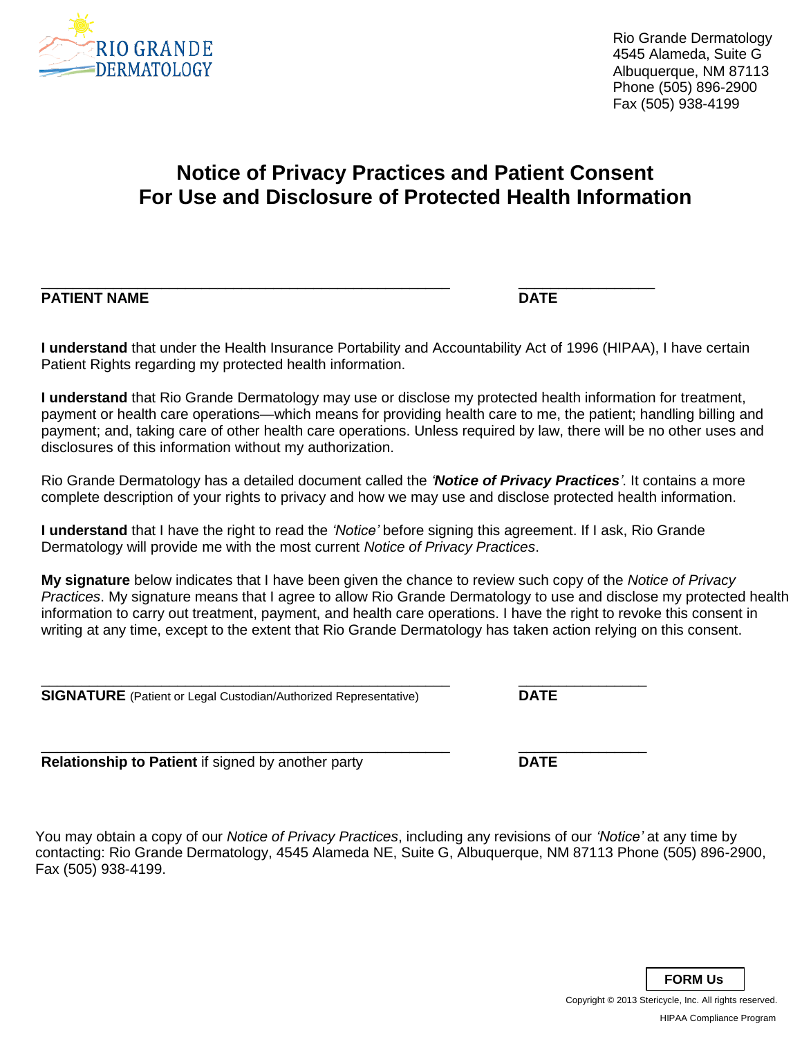RIO GRANDE DERMATOLOGY

Rio Grande Dermatology
4545 Alameda, Suite G
Albuquerque, NM 87113
Phone (505) 896-2900
Fax (505) 938-4199

# Notice of Privacy Practices and Patient Consent For Use and Disclosure of Protected Health Information

\_\_\_\_\_\_\_\_\_\_\_\_\_\_\_\_\_\_\_\_\_\_\_\_\_\_\_\_\_\_\_\_\_\_\_\_\_\_\_\_\_\_\_\_\_\_\_\_ \_\_\_\_\_\_\_\_\_\_\_\_\_\_\_\_
**PATIENT NAME** **DATE**

**I understand** that under the Health Insurance Portability and Accountability Act of 1996 (HIPAA), I have certain Patient Rights regarding my protected health information.

**I understand** that Rio Grande Dermatology may use or disclose my protected health information for treatment, payment or health care operations—which means for providing health care to me, the patient; handling billing and payment; and, taking care of other health care operations. Unless required by law, there will be no other uses and disclosures of this information without my authorization.

Rio Grande Dermatology has a detailed document called the *'**Notice of Privacy Practices**'*. It contains a more complete description of your rights to privacy and how we may use and disclose protected health information.

**I understand** that I have the right to read the *'Notice'* before signing this agreement. If I ask, Rio Grande Dermatology will provide me with the most current *Notice of Privacy Practices*.

**My signature** below indicates that I have been given the chance to review such copy of the *Notice of Privacy Practices*. My signature means that I agree to allow Rio Grande Dermatology to use and disclose my protected health information to carry out treatment, payment, and health care operations. I have the right to revoke this consent in writing at any time, except to the extent that Rio Grande Dermatology has taken action relying on this consent.

\_\_\_\_\_\_\_\_\_\_\_\_\_\_\_\_\_\_\_\_\_\_\_\_\_\_\_\_\_\_\_\_\_\_\_\_\_\_\_\_\_\_\_\_\_\_\_\_ \_\_\_\_\_\_\_\_\_\_\_\_\_\_\_\_
**SIGNATURE** (Patient or Legal Custodian/Authorized Representative) **DATE**

\_\_\_\_\_\_\_\_\_\_\_\_\_\_\_\_\_\_\_\_\_\_\_\_\_\_\_\_\_\_\_\_\_\_\_\_\_\_\_\_\_\_\_\_\_\_\_\_ \_\_\_\_\_\_\_\_\_\_\_\_\_\_\_\_
**Relationship to Patient** if signed by another party **DATE**

You may obtain a copy of our *Notice of Privacy Practices*, including any revisions of our *'Notice'* at any time by contacting: Rio Grande Dermatology, 4545 Alameda NE, Suite G, Albuquerque, NM 87113 Phone (505) 896-2900, Fax (505) 938-4199.

**FORM Us**

Copyright © 2013 Stericycle, Inc. All rights reserved.

HIPAA Compliance Program